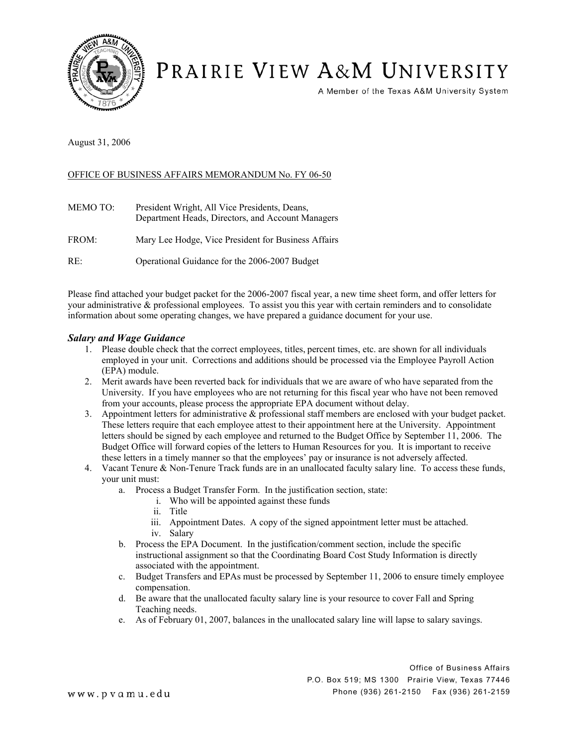# PRAIRIE VIEW A&M UNIVERSITY

A Member of the Texas A&M University System

August 31, 2006

OFFICE OF BUSINESS AFFAIRS MEMORANDUM No. FY 06-50

MEMO TO: President Wright, All Vice Presidents, Deans, Department Heads, Directors, and Account Managers

FROM: Mary Lee Hodge, Vice President for Business Affairs

RE: Operational Guidance for the 2006-2007 Budget

Please find attached your budget packet for the 2006-2007 fiscal year, a new time sheet form, and offer letters for your administrative & professional employees. To assist you this year with certain reminders and to consolidate information about some operating changes, we have prepared a guidance document for your use.

### *Salary and Wage Guidance*

1. Please double check that the correct employees, titles, percent times, etc. are shown for all individuals employed in your unit. Corrections and additions should be processed via the Employee Payroll Action (EPA) module.
2. Merit awards have been reverted back for individuals that we are aware of who have separated from the University. If you have employees who are not returning for this fiscal year who have not been removed from your accounts, please process the appropriate EPA document without delay.
3. Appointment letters for administrative & professional staff members are enclosed with your budget packet. These letters require that each employee attest to their appointment here at the University. Appointment letters should be signed by each employee and returned to the Budget Office by September 11, 2006. The Budget Office will forward copies of the letters to Human Resources for you. It is important to receive these letters in a timely manner so that the employees' pay or insurance is not adversely affected.
4. Vacant Tenure & Non-Tenure Track funds are in an unallocated faculty salary line. To access these funds, your unit must:
   a. Process a Budget Transfer Form. In the justification section, state:
      i. Who will be appointed against these funds
      ii. Title
      iii. Appointment Dates. A copy of the signed appointment letter must be attached.
      iv. Salary
   b. Process the EPA Document. In the justification/comment section, include the specific instructional assignment so that the Coordinating Board Cost Study Information is directly associated with the appointment.
   c. Budget Transfers and EPAs must be processed by September 11, 2006 to ensure timely employee compensation.
   d. Be aware that the unallocated faculty salary line is your resource to cover Fall and Spring Teaching needs.
   e. As of February 01, 2007, balances in the unallocated salary line will lapse to salary savings.

Office of Business Affairs
P.O. Box 519; MS 1300 Prairie View, Texas 77446
Phone (936) 261-2150 Fax (936) 261-2159

www.pvamu.edu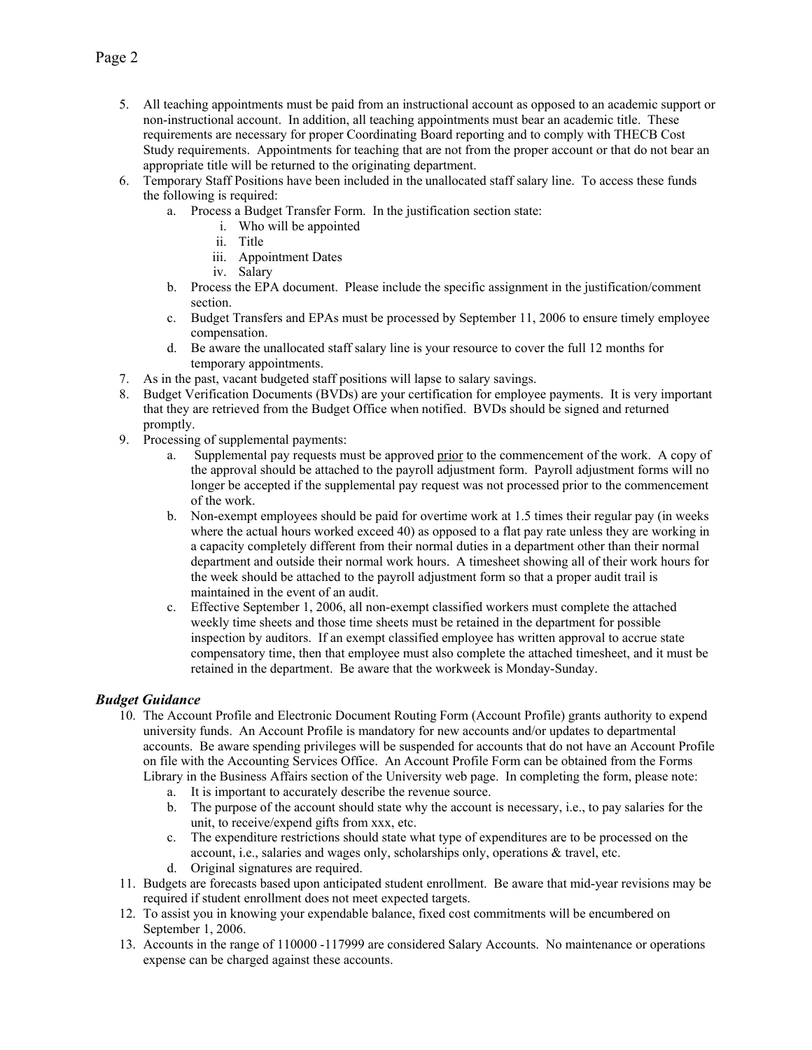5. All teaching appointments must be paid from an instructional account as opposed to an academic support or non-instructional account. In addition, all teaching appointments must bear an academic title. These requirements are necessary for proper Coordinating Board reporting and to comply with THECB Cost Study requirements. Appointments for teaching that are not from the proper account or that do not bear an appropriate title will be returned to the originating department.
6. Temporary Staff Positions have been included in the unallocated staff salary line. To access these funds the following is required:
   a. Process a Budget Transfer Form. In the justification section state:
      i. Who will be appointed
      ii. Title
      iii. Appointment Dates
      iv. Salary
   b. Process the EPA document. Please include the specific assignment in the justification/comment section.
   c. Budget Transfers and EPAs must be processed by September 11, 2006 to ensure timely employee compensation.
   d. Be aware the unallocated staff salary line is your resource to cover the full 12 months for temporary appointments.
7. As in the past, vacant budgeted staff positions will lapse to salary savings.
8. Budget Verification Documents (BVDs) are your certification for employee payments. It is very important that they are retrieved from the Budget Office when notified. BVDs should be signed and returned promptly.
9. Processing of supplemental payments:
   a. Supplemental pay requests must be approved <u>prior</u> to the commencement of the work. A copy of the approval should be attached to the payroll adjustment form. Payroll adjustment forms will no longer be accepted if the supplemental pay request was not processed prior to the commencement of the work.
   b. Non-exempt employees should be paid for overtime work at 1.5 times their regular pay (in weeks where the actual hours worked exceed 40) as opposed to a flat pay rate unless they are working in a capacity completely different from their normal duties in a department other than their normal department and outside their normal work hours. A timesheet showing all of their work hours for the week should be attached to the payroll adjustment form so that a proper audit trail is maintained in the event of an audit.
   c. Effective September 1, 2006, all non-exempt classified workers must complete the attached weekly time sheets and those time sheets must be retained in the department for possible inspection by auditors. If an exempt classified employee has written approval to accrue state compensatory time, then that employee must also complete the attached timesheet, and it must be retained in the department. Be aware that the workweek is Monday-Sunday.

### ***Budget Guidance***

10. The Account Profile and Electronic Document Routing Form (Account Profile) grants authority to expend university funds. An Account Profile is mandatory for new accounts and/or updates to departmental accounts. Be aware spending privileges will be suspended for accounts that do not have an Account Profile on file with the Accounting Services Office. An Account Profile Form can be obtained from the Forms Library in the Business Affairs section of the University web page. In completing the form, please note:
    a. It is important to accurately describe the revenue source.
    b. The purpose of the account should state why the account is necessary, i.e., to pay salaries for the unit, to receive/expend gifts from xxx, etc.
    c. The expenditure restrictions should state what type of expenditures are to be processed on the account, i.e., salaries and wages only, scholarships only, operations & travel, etc.
    d. Original signatures are required.
11. Budgets are forecasts based upon anticipated student enrollment. Be aware that mid-year revisions may be required if student enrollment does not meet expected targets.
12. To assist you in knowing your expendable balance, fixed cost commitments will be encumbered on September 1, 2006.
13. Accounts in the range of 110000 -117999 are considered Salary Accounts. No maintenance or operations expense can be charged against these accounts.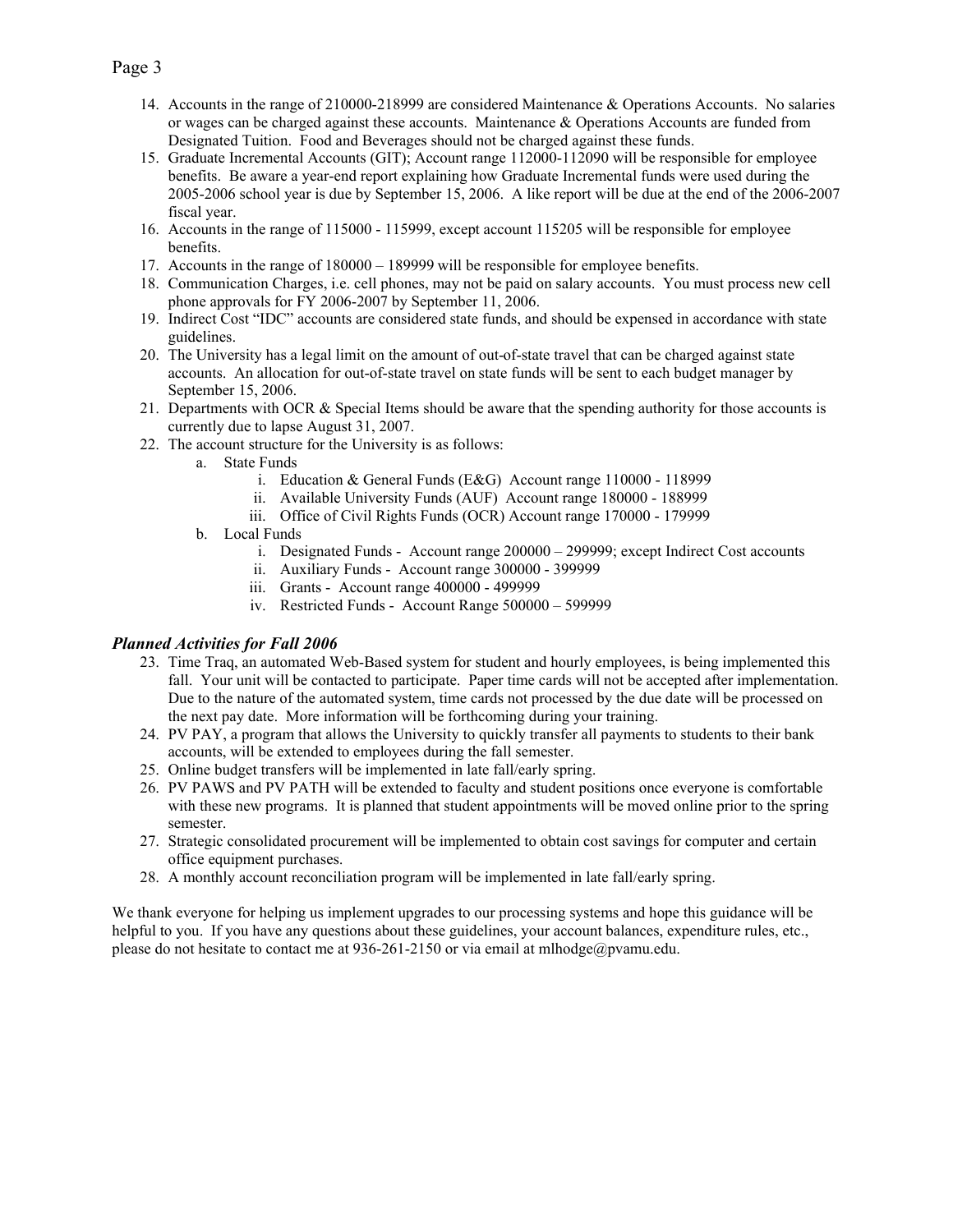14. Accounts in the range of 210000-218999 are considered Maintenance & Operations Accounts. No salaries or wages can be charged against these accounts. Maintenance & Operations Accounts are funded from Designated Tuition. Food and Beverages should not be charged against these funds.
15. Graduate Incremental Accounts (GIT); Account range 112000-112090 will be responsible for employee benefits. Be aware a year-end report explaining how Graduate Incremental funds were used during the 2005-2006 school year is due by September 15, 2006. A like report will be due at the end of the 2006-2007 fiscal year.
16. Accounts in the range of 115000 - 115999, except account 115205 will be responsible for employee benefits.
17. Accounts in the range of 180000 – 189999 will be responsible for employee benefits.
18. Communication Charges, i.e. cell phones, may not be paid on salary accounts. You must process new cell phone approvals for FY 2006-2007 by September 11, 2006.
19. Indirect Cost "IDC" accounts are considered state funds, and should be expensed in accordance with state guidelines.
20. The University has a legal limit on the amount of out-of-state travel that can be charged against state accounts. An allocation for out-of-state travel on state funds will be sent to each budget manager by September 15, 2006.
21. Departments with OCR & Special Items should be aware that the spending authority for those accounts is currently due to lapse August 31, 2007.
22. The account structure for the University is as follows:
    a. State Funds
        i. Education & General Funds (E&G) Account range 110000 - 118999
        ii. Available University Funds (AUF) Account range 180000 - 188999
        iii. Office of Civil Rights Funds (OCR) Account range 170000 - 179999
    b. Local Funds
        i. Designated Funds - Account range 200000 – 299999; except Indirect Cost accounts
        ii. Auxiliary Funds - Account range 300000 - 399999
        iii. Grants - Account range 400000 - 499999
        iv. Restricted Funds - Account Range 500000 – 599999

### *Planned Activities for Fall 2006*

23. Time Traq, an automated Web-Based system for student and hourly employees, is being implemented this fall. Your unit will be contacted to participate. Paper time cards will not be accepted after implementation. Due to the nature of the automated system, time cards not processed by the due date will be processed on the next pay date. More information will be forthcoming during your training.
24. PV PAY, a program that allows the University to quickly transfer all payments to students to their bank accounts, will be extended to employees during the fall semester.
25. Online budget transfers will be implemented in late fall/early spring.
26. PV PAWS and PV PATH will be extended to faculty and student positions once everyone is comfortable with these new programs. It is planned that student appointments will be moved online prior to the spring semester.
27. Strategic consolidated procurement will be implemented to obtain cost savings for computer and certain office equipment purchases.
28. A monthly account reconciliation program will be implemented in late fall/early spring.

We thank everyone for helping us implement upgrades to our processing systems and hope this guidance will be helpful to you. If you have any questions about these guidelines, your account balances, expenditure rules, etc., please do not hesitate to contact me at 936-261-2150 or via email at mlhodge@pvamu.edu.